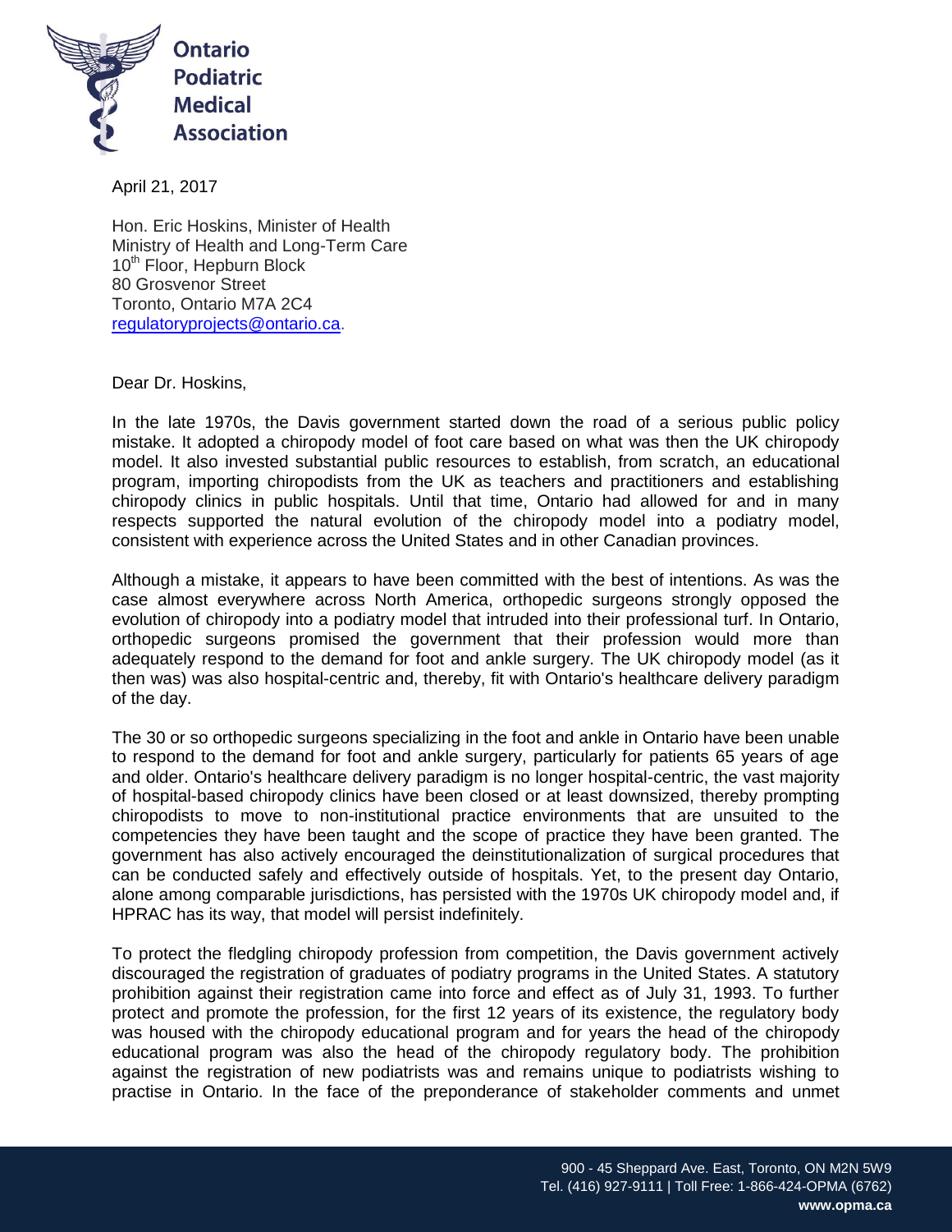**Ontario Podiatric Medical Association**

April 21, 2017

Hon. Eric Hoskins, Minister of Health
Ministry of Health and Long-Term Care
10th Floor, Hepburn Block
80 Grosvenor Street
Toronto, Ontario M7A 2C4
regulatoryprojects@ontario.ca.

Dear Dr. Hoskins,

In the late 1970s, the Davis government started down the road of a serious public policy mistake. It adopted a chiropody model of foot care based on what was then the UK chiropody model. It also invested substantial public resources to establish, from scratch, an educational program, importing chiropodists from the UK as teachers and practitioners and establishing chiropody clinics in public hospitals. Until that time, Ontario had allowed for and in many respects supported the natural evolution of the chiropody model into a podiatry model, consistent with experience across the United States and in other Canadian provinces.

Although a mistake, it appears to have been committed with the best of intentions. As was the case almost everywhere across North America, orthopedic surgeons strongly opposed the evolution of chiropody into a podiatry model that intruded into their professional turf. In Ontario, orthopedic surgeons promised the government that their profession would more than adequately respond to the demand for foot and ankle surgery. The UK chiropody model (as it then was) was also hospital-centric and, thereby, fit with Ontario's healthcare delivery paradigm of the day.

The 30 or so orthopedic surgeons specializing in the foot and ankle in Ontario have been unable to respond to the demand for foot and ankle surgery, particularly for patients 65 years of age and older. Ontario's healthcare delivery paradigm is no longer hospital-centric, the vast majority of hospital-based chiropody clinics have been closed or at least downsized, thereby prompting chiropodists to move to non-institutional practice environments that are unsuited to the competencies they have been taught and the scope of practice they have been granted. The government has also actively encouraged the deinstitutionalization of surgical procedures that can be conducted safely and effectively outside of hospitals. Yet, to the present day Ontario, alone among comparable jurisdictions, has persisted with the 1970s UK chiropody model and, if HPRAC has its way, that model will persist indefinitely.

To protect the fledgling chiropody profession from competition, the Davis government actively discouraged the registration of graduates of podiatry programs in the United States. A statutory prohibition against their registration came into force and effect as of July 31, 1993. To further protect and promote the profession, for the first 12 years of its existence, the regulatory body was housed with the chiropody educational program and for years the head of the chiropody educational program was also the head of the chiropody regulatory body. The prohibition against the registration of new podiatrists was and remains unique to podiatrists wishing to practise in Ontario. In the face of the preponderance of stakeholder comments and unmet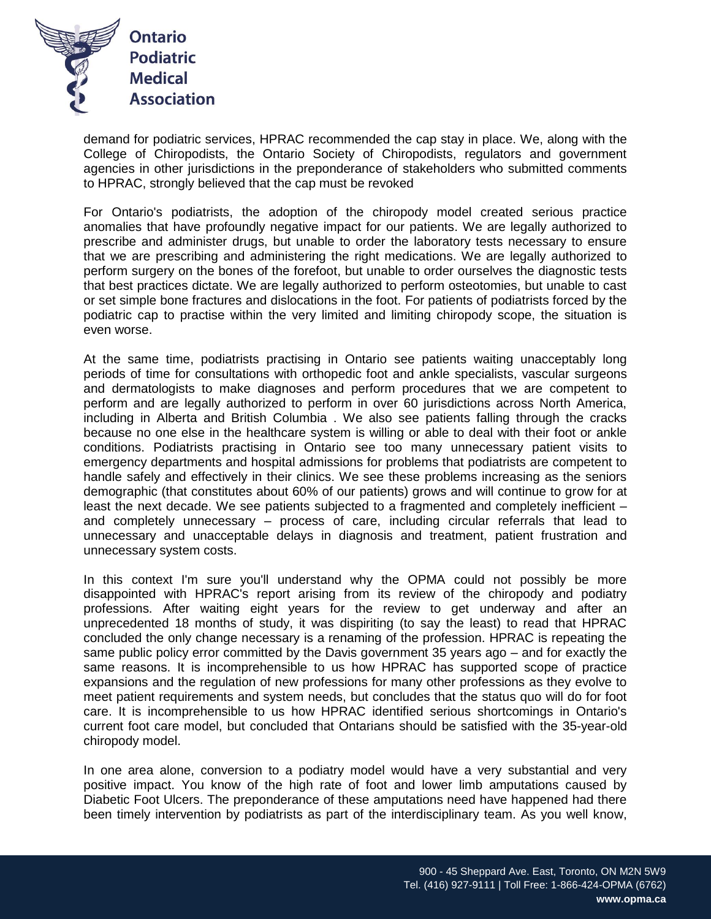demand for podiatric services, HPRAC recommended the cap stay in place. We, along with the College of Chiropodists, the Ontario Society of Chiropodists, regulators and government agencies in other jurisdictions in the preponderance of stakeholders who submitted comments to HPRAC, strongly believed that the cap must be revoked

For Ontario's podiatrists, the adoption of the chiropody model created serious practice anomalies that have profoundly negative impact for our patients. We are legally authorized to prescribe and administer drugs, but unable to order the laboratory tests necessary to ensure that we are prescribing and administering the right medications. We are legally authorized to perform surgery on the bones of the forefoot, but unable to order ourselves the diagnostic tests that best practices dictate. We are legally authorized to perform osteotomies, but unable to cast or set simple bone fractures and dislocations in the foot. For patients of podiatrists forced by the podiatric cap to practise within the very limited and limiting chiropody scope, the situation is even worse.

At the same time, podiatrists practising in Ontario see patients waiting unacceptably long periods of time for consultations with orthopedic foot and ankle specialists, vascular surgeons and dermatologists to make diagnoses and perform procedures that we are competent to perform and are legally authorized to perform in over 60 jurisdictions across North America, including in Alberta and British Columbia . We also see patients falling through the cracks because no one else in the healthcare system is willing or able to deal with their foot or ankle conditions. Podiatrists practising in Ontario see too many unnecessary patient visits to emergency departments and hospital admissions for problems that podiatrists are competent to handle safely and effectively in their clinics. We see these problems increasing as the seniors demographic (that constitutes about 60% of our patients) grows and will continue to grow for at least the next decade. We see patients subjected to a fragmented and completely inefficient – and completely unnecessary – process of care, including circular referrals that lead to unnecessary and unacceptable delays in diagnosis and treatment, patient frustration and unnecessary system costs.

In this context I'm sure you'll understand why the OPMA could not possibly be more disappointed with HPRAC's report arising from its review of the chiropody and podiatry professions. After waiting eight years for the review to get underway and after an unprecedented 18 months of study, it was dispiriting (to say the least) to read that HPRAC concluded the only change necessary is a renaming of the profession. HPRAC is repeating the same public policy error committed by the Davis government 35 years ago – and for exactly the same reasons. It is incomprehensible to us how HPRAC has supported scope of practice expansions and the regulation of new professions for many other professions as they evolve to meet patient requirements and system needs, but concludes that the status quo will do for foot care. It is incomprehensible to us how HPRAC identified serious shortcomings in Ontario's current foot care model, but concluded that Ontarians should be satisfied with the 35-year-old chiropody model.

In one area alone, conversion to a podiatry model would have a very substantial and very positive impact. You know of the high rate of foot and lower limb amputations caused by Diabetic Foot Ulcers. The preponderance of these amputations need have happened had there been timely intervention by podiatrists as part of the interdisciplinary team. As you well know,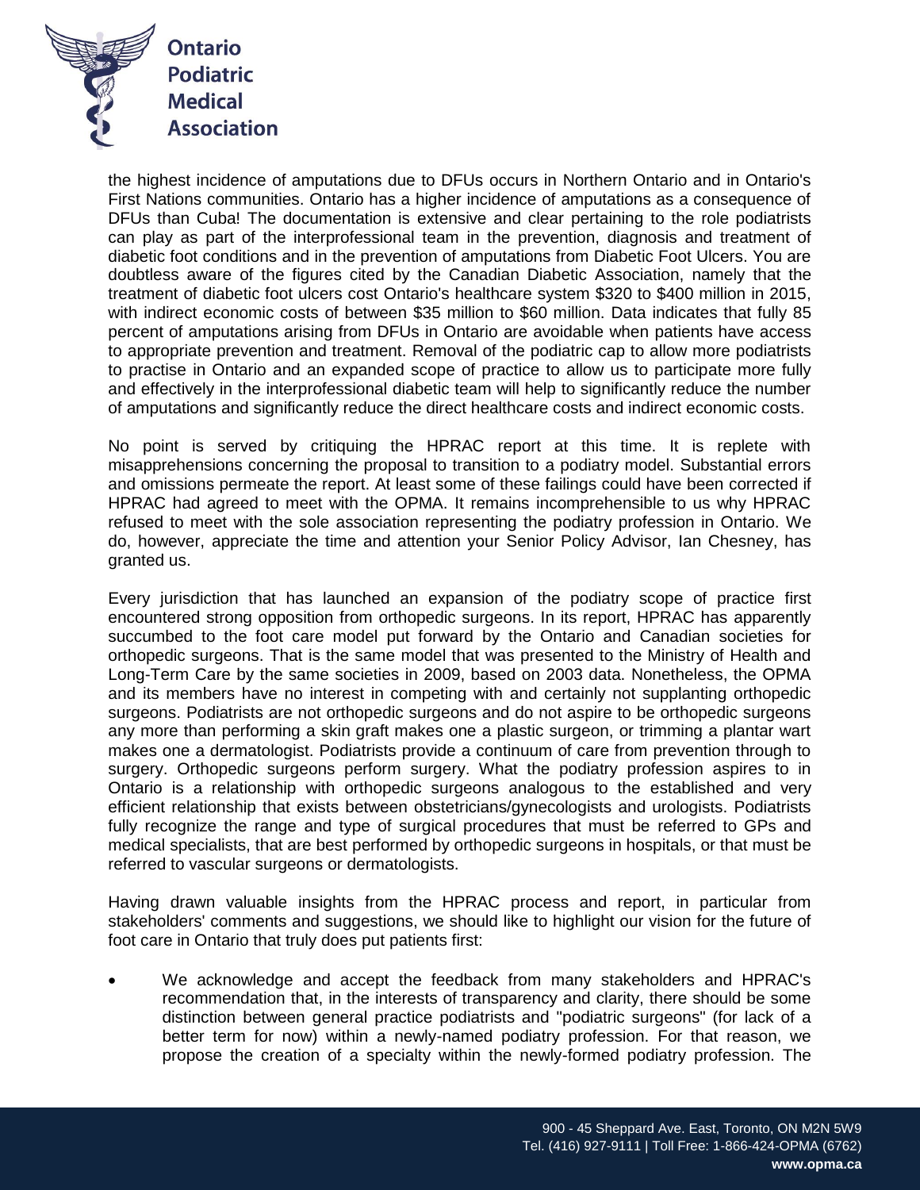the highest incidence of amputations due to DFUs occurs in Northern Ontario and in Ontario's First Nations communities. Ontario has a higher incidence of amputations as a consequence of DFUs than Cuba! The documentation is extensive and clear pertaining to the role podiatrists can play as part of the interprofessional team in the prevention, diagnosis and treatment of diabetic foot conditions and in the prevention of amputations from Diabetic Foot Ulcers. You are doubtless aware of the figures cited by the Canadian Diabetic Association, namely that the treatment of diabetic foot ulcers cost Ontario's healthcare system $320 to $400 million in 2015, with indirect economic costs of between $35 million to $60 million. Data indicates that fully 85 percent of amputations arising from DFUs in Ontario are avoidable when patients have access to appropriate prevention and treatment. Removal of the podiatric cap to allow more podiatrists to practise in Ontario and an expanded scope of practice to allow us to participate more fully and effectively in the interprofessional diabetic team will help to significantly reduce the number of amputations and significantly reduce the direct healthcare costs and indirect economic costs.

No point is served by critiquing the HPRAC report at this time. It is replete with misapprehensions concerning the proposal to transition to a podiatry model. Substantial errors and omissions permeate the report. At least some of these failings could have been corrected if HPRAC had agreed to meet with the OPMA. It remains incomprehensible to us why HPRAC refused to meet with the sole association representing the podiatry profession in Ontario. We do, however, appreciate the time and attention your Senior Policy Advisor, Ian Chesney, has granted us.

Every jurisdiction that has launched an expansion of the podiatry scope of practice first encountered strong opposition from orthopedic surgeons. In its report, HPRAC has apparently succumbed to the foot care model put forward by the Ontario and Canadian societies for orthopedic surgeons. That is the same model that was presented to the Ministry of Health and Long-Term Care by the same societies in 2009, based on 2003 data. Nonetheless, the OPMA and its members have no interest in competing with and certainly not supplanting orthopedic surgeons. Podiatrists are not orthopedic surgeons and do not aspire to be orthopedic surgeons any more than performing a skin graft makes one a plastic surgeon, or trimming a plantar wart makes one a dermatologist. Podiatrists provide a continuum of care from prevention through to surgery. Orthopedic surgeons perform surgery. What the podiatry profession aspires to in Ontario is a relationship with orthopedic surgeons analogous to the established and very efficient relationship that exists between obstetricians/gynecologists and urologists. Podiatrists fully recognize the range and type of surgical procedures that must be referred to GPs and medical specialists, that are best performed by orthopedic surgeons in hospitals, or that must be referred to vascular surgeons or dermatologists.

Having drawn valuable insights from the HPRAC process and report, in particular from stakeholders' comments and suggestions, we should like to highlight our vision for the future of foot care in Ontario that truly does put patients first:

- We acknowledge and accept the feedback from many stakeholders and HPRAC's recommendation that, in the interests of transparency and clarity, there should be some distinction between general practice podiatrists and "podiatric surgeons" (for lack of a better term for now) within a newly-named podiatry profession. For that reason, we propose the creation of a specialty within the newly-formed podiatry profession. The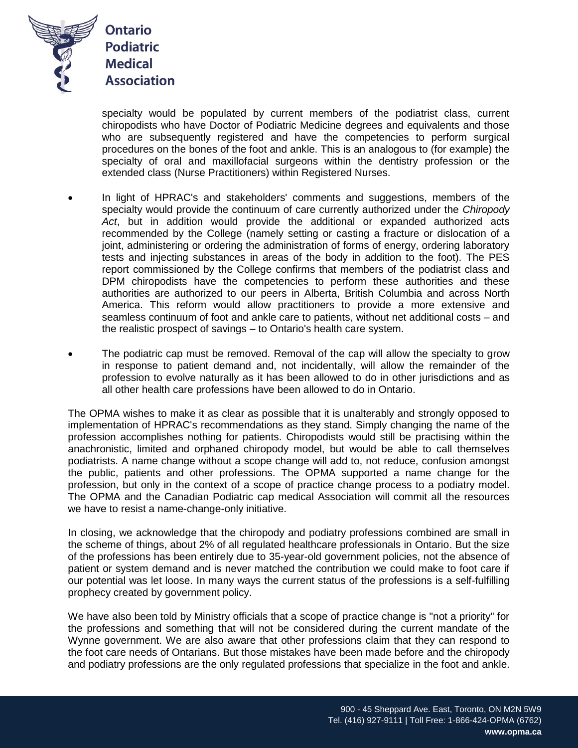specialty would be populated by current members of the podiatrist class, current chiropodists who have Doctor of Podiatric Medicine degrees and equivalents and those who are subsequently registered and have the competencies to perform surgical procedures on the bones of the foot and ankle. This is an analogous to (for example) the specialty of oral and maxillofacial surgeons within the dentistry profession or the extended class (Nurse Practitioners) within Registered Nurses.

- In light of HPRAC's and stakeholders' comments and suggestions, members of the specialty would provide the continuum of care currently authorized under the *Chiropody Act*, but in addition would provide the additional or expanded authorized acts recommended by the College (namely setting or casting a fracture or dislocation of a joint, administering or ordering the administration of forms of energy, ordering laboratory tests and injecting substances in areas of the body in addition to the foot). The PES report commissioned by the College confirms that members of the podiatrist class and DPM chiropodists have the competencies to perform these authorities and these authorities are authorized to our peers in Alberta, British Columbia and across North America. This reform would allow practitioners to provide a more extensive and seamless continuum of foot and ankle care to patients, without net additional costs – and the realistic prospect of savings – to Ontario's health care system.

- The podiatric cap must be removed. Removal of the cap will allow the specialty to grow in response to patient demand and, not incidentally, will allow the remainder of the profession to evolve naturally as it has been allowed to do in other jurisdictions and as all other health care professions have been allowed to do in Ontario.

The OPMA wishes to make it as clear as possible that it is unalterably and strongly opposed to implementation of HPRAC's recommendations as they stand. Simply changing the name of the profession accomplishes nothing for patients. Chiropodists would still be practising within the anachronistic, limited and orphaned chiropody model, but would be able to call themselves podiatrists. A name change without a scope change will add to, not reduce, confusion amongst the public, patients and other professions. The OPMA supported a name change for the profession, but only in the context of a scope of practice change process to a podiatry model. The OPMA and the Canadian Podiatric cap medical Association will commit all the resources we have to resist a name-change-only initiative.

In closing, we acknowledge that the chiropody and podiatry professions combined are small in the scheme of things, about 2% of all regulated healthcare professionals in Ontario. But the size of the professions has been entirely due to 35-year-old government policies, not the absence of patient or system demand and is never matched the contribution we could make to foot care if our potential was let loose. In many ways the current status of the professions is a self-fulfilling prophecy created by government policy.

We have also been told by Ministry officials that a scope of practice change is "not a priority" for the professions and something that will not be considered during the current mandate of the Wynne government. We are also aware that other professions claim that they can respond to the foot care needs of Ontarians. But those mistakes have been made before and the chiropody and podiatry professions are the only regulated professions that specialize in the foot and ankle.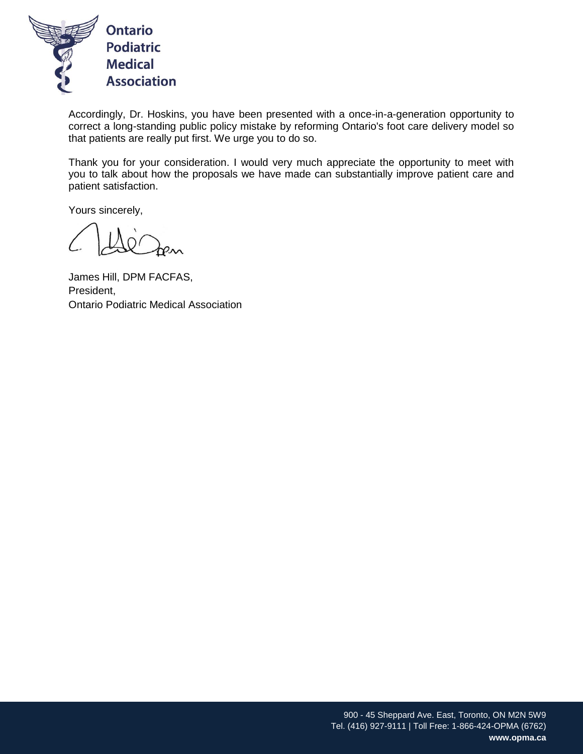Accordingly, Dr. Hoskins, you have been presented with a once-in-a-generation opportunity to correct a long-standing public policy mistake by reforming Ontario's foot care delivery model so that patients are really put first. We urge you to do so.

Thank you for your consideration. I would very much appreciate the opportunity to meet with you to talk about how the proposals we have made can substantially improve patient care and patient satisfaction.

Yours sincerely,

James Hill, DPM FACFAS,
President,
Ontario Podiatric Medical Association